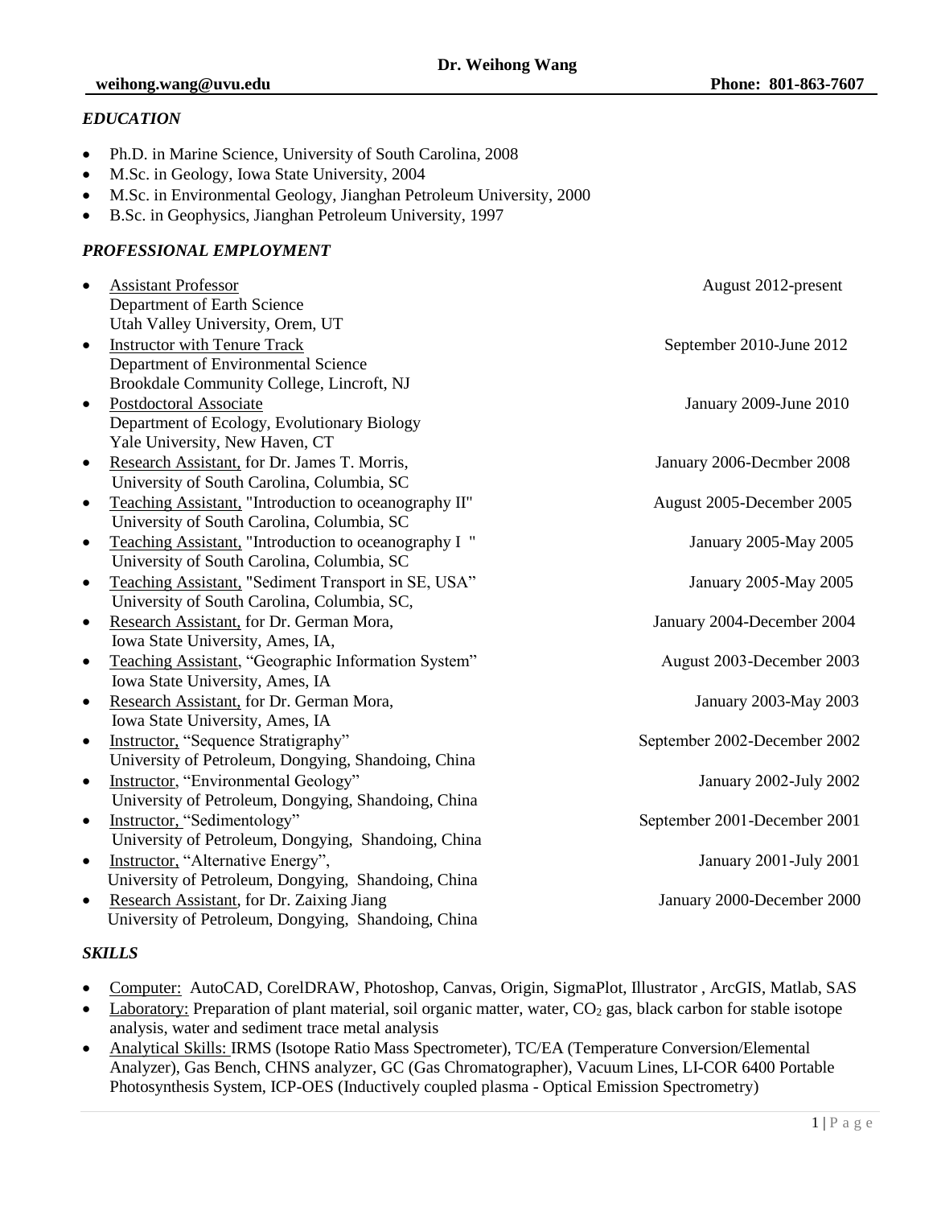# Dr. Weihong Wang

**weihong.wang@uvu.edu** **Phone: 801-863-7607**

## *EDUCATION*

- Ph.D. in Marine Science, University of South Carolina, 2008
- M.Sc. in Geology, Iowa State University, 2004
- M.Sc. in Environmental Geology, Jianghan Petroleum University, 2000
- B.Sc. in Geophysics, Jianghan Petroleum University, 1997

## *PROFESSIONAL EMPLOYMENT*

- Assistant Professor — August 2012-present
  Department of Earth Science
  Utah Valley University, Orem, UT
- Instructor with Tenure Track — September 2010-June 2012
  Department of Environmental Science
  Brookdale Community College, Lincroft, NJ
- Postdoctoral Associate — January 2009-June 2010
  Department of Ecology, Evolutionary Biology
  Yale University, New Haven, CT
- Research Assistant, for Dr. James T. Morris, — January 2006-Decmber 2008
  University of South Carolina, Columbia, SC
- Teaching Assistant, "Introduction to oceanography II" — August 2005-December 2005
  University of South Carolina, Columbia, SC
- Teaching Assistant, "Introduction to oceanography I " — January 2005-May 2005
  University of South Carolina, Columbia, SC
- Teaching Assistant, "Sediment Transport in SE, USA" — January 2005-May 2005
  University of South Carolina, Columbia, SC,
- Research Assistant, for Dr. German Mora, — January 2004-December 2004
  Iowa State University, Ames, IA,
- Teaching Assistant, "Geographic Information System" — August 2003-December 2003
  Iowa State University, Ames, IA
- Research Assistant, for Dr. German Mora, — January 2003-May 2003
  Iowa State University, Ames, IA
- Instructor, "Sequence Stratigraphy" — September 2002-December 2002
  University of Petroleum, Dongying, Shandoing, China
- Instructor, "Environmental Geology" — January 2002-July 2002
  University of Petroleum, Dongying, Shandoing, China
- Instructor, "Sedimentology" — September 2001-December 2001
  University of Petroleum, Dongying, Shandoing, China
- Instructor, "Alternative Energy", — January 2001-July 2001
  University of Petroleum, Dongying, Shandoing, China
- Research Assistant, for Dr. Zaixing Jiang — January 2000-December 2000
  University of Petroleum, Dongying, Shandoing, China

## *SKILLS*

- Computer: AutoCAD, CorelDRAW, Photoshop, Canvas, Origin, SigmaPlot, Illustrator , ArcGIS, Matlab, SAS
- Laboratory: Preparation of plant material, soil organic matter, water, $CO_2$ gas, black carbon for stable isotope analysis, water and sediment trace metal analysis
- Analytical Skills: IRMS (Isotope Ratio Mass Spectrometer), TC/EA (Temperature Conversion/Elemental Analyzer), Gas Bench, CHNS analyzer, GC (Gas Chromatographer), Vacuum Lines, LI-COR 6400 Portable Photosynthesis System, ICP-OES (Inductively coupled plasma - Optical Emission Spectrometry)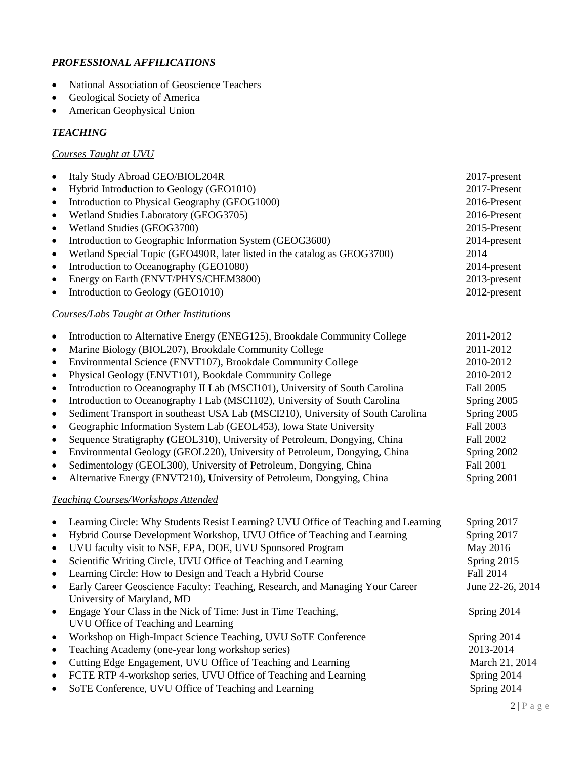### *PROFESSIONAL AFFILICATIONS*

- National Association of Geoscience Teachers
- Geological Society of America
- American Geophysical Union

### *TEACHING*

#### *Courses Taught at UVU*

- Italy Study Abroad GEO/BIOL204R — 2017-present
- Hybrid Introduction to Geology (GEO1010) — 2017-Present
- Introduction to Physical Geography (GEOG1000) — 2016-Present
- Wetland Studies Laboratory (GEOG3705) — 2016-Present
- Wetland Studies (GEOG3700) — 2015-Present
- Introduction to Geographic Information System (GEOG3600) — 2014-present
- Wetland Special Topic (GEO490R, later listed in the catalog as GEOG3700) — 2014
- Introduction to Oceanography (GEO1080) — 2014-present
- Energy on Earth (ENVT/PHYS/CHEM3800) — 2013-present
- Introduction to Geology (GEO1010) — 2012-present

#### *Courses/Labs Taught at Other Institutions*

- Introduction to Alternative Energy (ENEG125), Brookdale Community College — 2011-2012
- Marine Biology (BIOL207), Brookdale Community College — 2011-2012
- Environmental Science (ENVT107), Brookdale Community College — 2010-2012
- Physical Geology (ENVT101), Bookdale Community College — 2010-2012
- Introduction to Oceanography II Lab (MSCI101), University of South Carolina — Fall 2005
- Introduction to Oceanography I Lab (MSCI102), University of South Carolina — Spring 2005
- Sediment Transport in southeast USA Lab (MSCI210), University of South Carolina — Spring 2005
- Geographic Information System Lab (GEOL453), Iowa State University — Fall 2003
- Sequence Stratigraphy (GEOL310), University of Petroleum, Dongying, China — Fall 2002
- Environmental Geology (GEOL220), University of Petroleum, Dongying, China — Spring 2002
- Sedimentology (GEOL300), University of Petroleum, Dongying, China — Fall 2001
- Alternative Energy (ENVT210), University of Petroleum, Dongying, China — Spring 2001

#### *Teaching Courses/Workshops Attended*

- Learning Circle: Why Students Resist Learning? UVU Office of Teaching and Learning — Spring 2017
- Hybrid Course Development Workshop, UVU Office of Teaching and Learning — Spring 2017
- UVU faculty visit to NSF, EPA, DOE, UVU Sponsored Program — May 2016
- Scientific Writing Circle, UVU Office of Teaching and Learning — Spring 2015
- Learning Circle: How to Design and Teach a Hybrid Course — Fall 2014
- Early Career Geoscience Faculty: Teaching, Research, and Managing Your Career University of Maryland, MD — June 22-26, 2014
- Engage Your Class in the Nick of Time: Just in Time Teaching, UVU Office of Teaching and Learning — Spring 2014
- Workshop on High-Impact Science Teaching, UVU SoTE Conference — Spring 2014
- Teaching Academy (one-year long workshop series) — 2013-2014
- Cutting Edge Engagement, UVU Office of Teaching and Learning — March 21, 2014
- FCTE RTP 4-workshop series, UVU Office of Teaching and Learning — Spring 2014
- SoTE Conference, UVU Office of Teaching and Learning — Spring 2014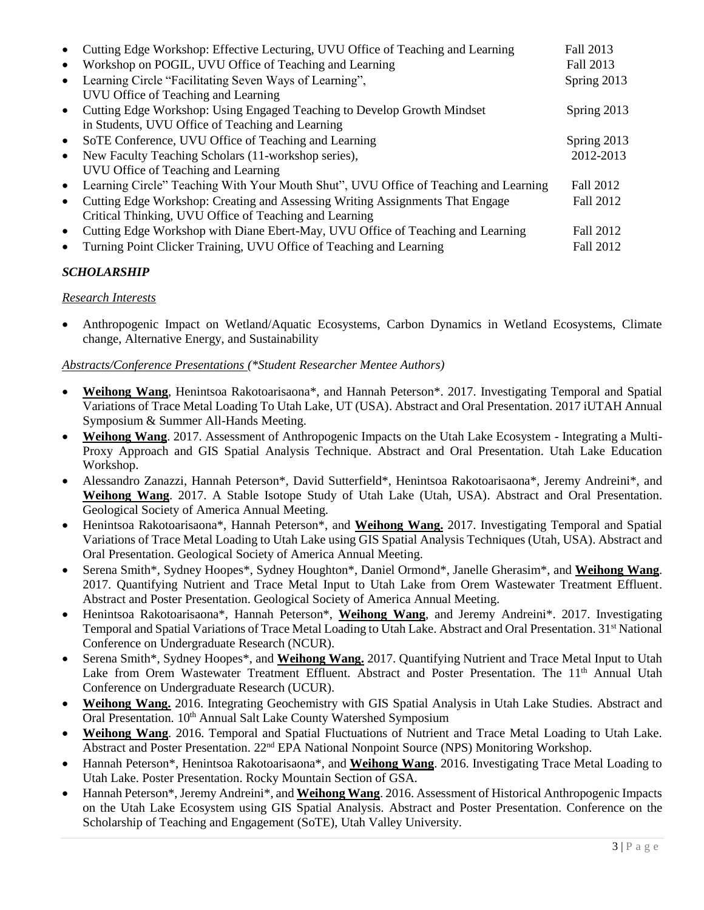- Cutting Edge Workshop: Effective Lecturing, UVU Office of Teaching and Learning Fall 2013
- Workshop on POGIL, UVU Office of Teaching and Learning Fall 2013
- Learning Circle "Facilitating Seven Ways of Learning", UVU Office of Teaching and Learning Spring 2013
- Cutting Edge Workshop: Using Engaged Teaching to Develop Growth Mindset in Students, UVU Office of Teaching and Learning Spring 2013
- SoTE Conference, UVU Office of Teaching and Learning Spring 2013
- New Faculty Teaching Scholars (11-workshop series), UVU Office of Teaching and Learning 2012-2013
- Learning Circle" Teaching With Your Mouth Shut", UVU Office of Teaching and Learning Fall 2012
- Cutting Edge Workshop: Creating and Assessing Writing Assignments That Engage Critical Thinking, UVU Office of Teaching and Learning Fall 2012
- Cutting Edge Workshop with Diane Ebert-May, UVU Office of Teaching and Learning Fall 2012
- Turning Point Clicker Training, UVU Office of Teaching and Learning Fall 2012

## *SCHOLARSHIP*

*Research Interests*

- Anthropogenic Impact on Wetland/Aquatic Ecosystems, Carbon Dynamics in Wetland Ecosystems, Climate change, Alternative Energy, and Sustainability

*Abstracts/Conference Presentations (*Student Researcher Mentee Authors)*

- **Weihong Wang**, Henintsoa Rakotoarisaona*, and Hannah Peterson*. 2017. Investigating Temporal and Spatial Variations of Trace Metal Loading To Utah Lake, UT (USA). Abstract and Oral Presentation. 2017 iUTAH Annual Symposium & Summer All-Hands Meeting.
- **Weihong Wang**. 2017. Assessment of Anthropogenic Impacts on the Utah Lake Ecosystem - Integrating a Multi-Proxy Approach and GIS Spatial Analysis Technique. Abstract and Oral Presentation. Utah Lake Education Workshop.
- Alessandro Zanazzi, Hannah Peterson*, David Sutterfield*, Henintsoa Rakotoarisaona*, Jeremy Andreini*, and **Weihong Wang**. 2017. A Stable Isotope Study of Utah Lake (Utah, USA). Abstract and Oral Presentation. Geological Society of America Annual Meeting.
- Henintsoa Rakotoarisaona*, Hannah Peterson*, and **Weihong Wang.** 2017. Investigating Temporal and Spatial Variations of Trace Metal Loading to Utah Lake using GIS Spatial Analysis Techniques (Utah, USA). Abstract and Oral Presentation. Geological Society of America Annual Meeting.
- Serena Smith*, Sydney Hoopes*, Sydney Houghton*, Daniel Ormond*, Janelle Gherasim*, and **Weihong Wang**. 2017. Quantifying Nutrient and Trace Metal Input to Utah Lake from Orem Wastewater Treatment Effluent. Abstract and Poster Presentation. Geological Society of America Annual Meeting.
- Henintsoa Rakotoarisaona*, Hannah Peterson*, **Weihong Wang**, and Jeremy Andreini*. 2017. Investigating Temporal and Spatial Variations of Trace Metal Loading to Utah Lake. Abstract and Oral Presentation. 31st National Conference on Undergraduate Research (NCUR).
- Serena Smith*, Sydney Hoopes*, and **Weihong Wang.** 2017. Quantifying Nutrient and Trace Metal Input to Utah Lake from Orem Wastewater Treatment Effluent. Abstract and Poster Presentation. The 11th Annual Utah Conference on Undergraduate Research (UCUR).
- **Weihong Wang.** 2016. Integrating Geochemistry with GIS Spatial Analysis in Utah Lake Studies. Abstract and Oral Presentation. 10th Annual Salt Lake County Watershed Symposium
- **Weihong Wang**. 2016. Temporal and Spatial Fluctuations of Nutrient and Trace Metal Loading to Utah Lake. Abstract and Poster Presentation. 22nd EPA National Nonpoint Source (NPS) Monitoring Workshop.
- Hannah Peterson*, Henintsoa Rakotoarisaona*, and **Weihong Wang**. 2016. Investigating Trace Metal Loading to Utah Lake. Poster Presentation. Rocky Mountain Section of GSA.
- Hannah Peterson*, Jeremy Andreini*, and **Weihong Wang**. 2016. Assessment of Historical Anthropogenic Impacts on the Utah Lake Ecosystem using GIS Spatial Analysis. Abstract and Poster Presentation. Conference on the Scholarship of Teaching and Engagement (SoTE), Utah Valley University.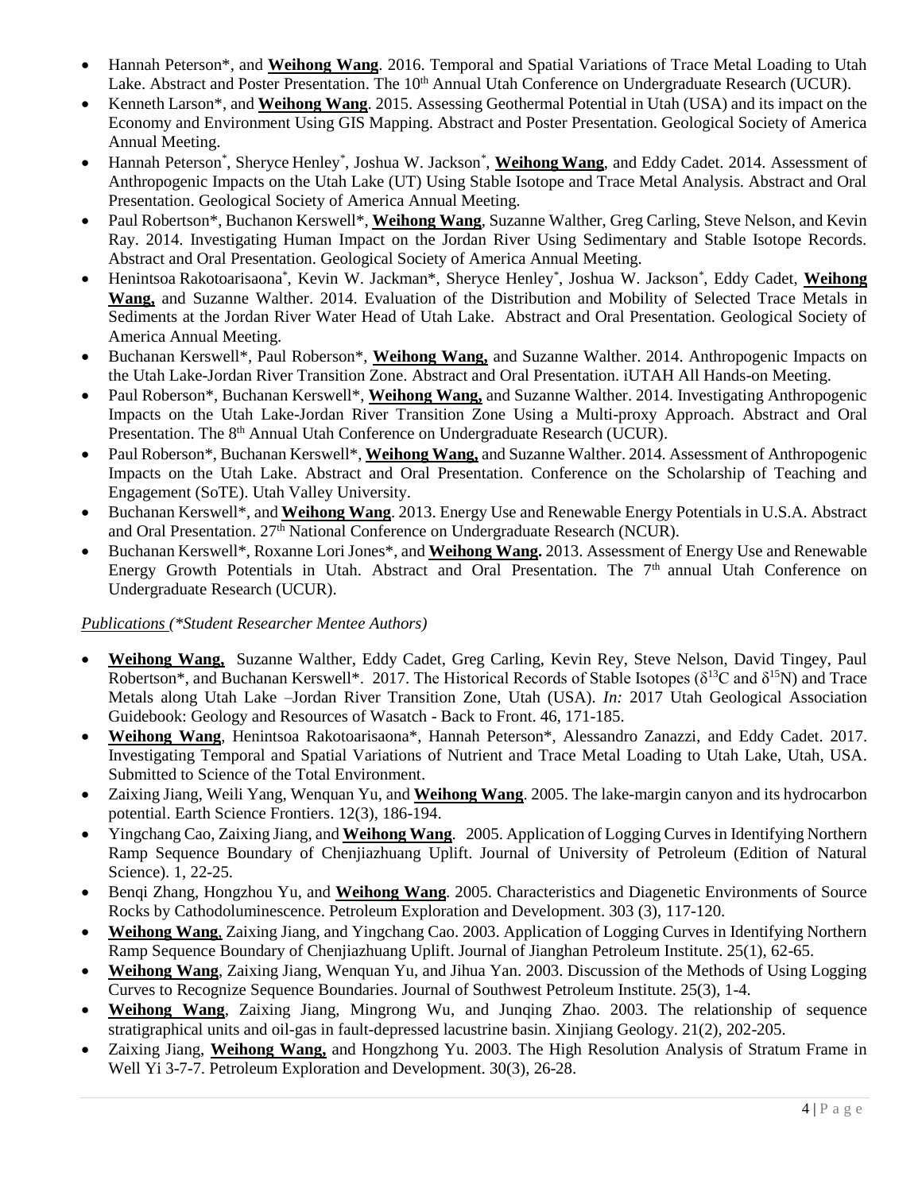- Hannah Peterson*, and **Weihong Wang**. 2016. Temporal and Spatial Variations of Trace Metal Loading to Utah Lake. Abstract and Poster Presentation. The 10th Annual Utah Conference on Undergraduate Research (UCUR).
- Kenneth Larson*, and **Weihong Wang**. 2015. Assessing Geothermal Potential in Utah (USA) and its impact on the Economy and Environment Using GIS Mapping. Abstract and Poster Presentation. Geological Society of America Annual Meeting.
- Hannah Peterson*, Sheryce Henley*, Joshua W. Jackson*, **Weihong Wang**, and Eddy Cadet. 2014. Assessment of Anthropogenic Impacts on the Utah Lake (UT) Using Stable Isotope and Trace Metal Analysis. Abstract and Oral Presentation. Geological Society of America Annual Meeting.
- Paul Robertson*, Buchanon Kerswell*, **Weihong Wang**, Suzanne Walther, Greg Carling, Steve Nelson, and Kevin Ray. 2014. Investigating Human Impact on the Jordan River Using Sedimentary and Stable Isotope Records. Abstract and Oral Presentation. Geological Society of America Annual Meeting.
- Henintsoa Rakotoarisaona*, Kevin W. Jackman*, Sheryce Henley*, Joshua W. Jackson*, Eddy Cadet, **Weihong Wang,** and Suzanne Walther. 2014. Evaluation of the Distribution and Mobility of Selected Trace Metals in Sediments at the Jordan River Water Head of Utah Lake. Abstract and Oral Presentation. Geological Society of America Annual Meeting.
- Buchanan Kerswell*, Paul Roberson*, **Weihong Wang,** and Suzanne Walther. 2014. Anthropogenic Impacts on the Utah Lake-Jordan River Transition Zone. Abstract and Oral Presentation. iUTAH All Hands-on Meeting.
- Paul Roberson*, Buchanan Kerswell*, **Weihong Wang,** and Suzanne Walther. 2014. Investigating Anthropogenic Impacts on the Utah Lake-Jordan River Transition Zone Using a Multi-proxy Approach. Abstract and Oral Presentation. The 8th Annual Utah Conference on Undergraduate Research (UCUR).
- Paul Roberson*, Buchanan Kerswell*, **Weihong Wang,** and Suzanne Walther. 2014. Assessment of Anthropogenic Impacts on the Utah Lake. Abstract and Oral Presentation. Conference on the Scholarship of Teaching and Engagement (SoTE). Utah Valley University.
- Buchanan Kerswell*, and **Weihong Wang**. 2013. Energy Use and Renewable Energy Potentials in U.S.A. Abstract and Oral Presentation. 27th National Conference on Undergraduate Research (NCUR).
- Buchanan Kerswell*, Roxanne Lori Jones*, and **Weihong Wang.** 2013. Assessment of Energy Use and Renewable Energy Growth Potentials in Utah. Abstract and Oral Presentation. The 7th annual Utah Conference on Undergraduate Research (UCUR).

*Publications (*Student Researcher Mentee Authors)*

- **Weihong Wang,** Suzanne Walther, Eddy Cadet, Greg Carling, Kevin Rey, Steve Nelson, David Tingey, Paul Robertson*, and Buchanan Kerswell*. 2017. The Historical Records of Stable Isotopes ($\delta^{13}$C and $\delta^{15}$N) and Trace Metals along Utah Lake –Jordan River Transition Zone, Utah (USA). *In:* 2017 Utah Geological Association Guidebook: Geology and Resources of Wasatch - Back to Front. 46, 171-185.
- **Weihong Wang**, Henintsoa Rakotoarisaona*, Hannah Peterson*, Alessandro Zanazzi, and Eddy Cadet. 2017. Investigating Temporal and Spatial Variations of Nutrient and Trace Metal Loading to Utah Lake, Utah, USA. Submitted to Science of the Total Environment.
- Zaixing Jiang, Weili Yang, Wenquan Yu, and **Weihong Wang**. 2005. The lake-margin canyon and its hydrocarbon potential. Earth Science Frontiers. 12(3), 186-194.
- Yingchang Cao, Zaixing Jiang, and **Weihong Wang**. 2005. Application of Logging Curves in Identifying Northern Ramp Sequence Boundary of Chenjiazhuang Uplift. Journal of University of Petroleum (Edition of Natural Science). 1, 22-25.
- Benqi Zhang, Hongzhou Yu, and **Weihong Wang**. 2005. Characteristics and Diagenetic Environments of Source Rocks by Cathodoluminescence. Petroleum Exploration and Development. 303 (3), 117-120.
- **Weihong Wang**, Zaixing Jiang, and Yingchang Cao. 2003. Application of Logging Curves in Identifying Northern Ramp Sequence Boundary of Chenjiazhuang Uplift. Journal of Jianghan Petroleum Institute. 25(1), 62-65.
- **Weihong Wang**, Zaixing Jiang, Wenquan Yu, and Jihua Yan. 2003. Discussion of the Methods of Using Logging Curves to Recognize Sequence Boundaries. Journal of Southwest Petroleum Institute. 25(3), 1-4.
- **Weihong Wang**, Zaixing Jiang, Mingrong Wu, and Junqing Zhao. 2003. The relationship of sequence stratigraphical units and oil-gas in fault-depressed lacustrine basin. Xinjiang Geology. 21(2), 202-205.
- Zaixing Jiang, **Weihong Wang,** and Hongzhong Yu. 2003. The High Resolution Analysis of Stratum Frame in Well Yi 3-7-7. Petroleum Exploration and Development. 30(3), 26-28.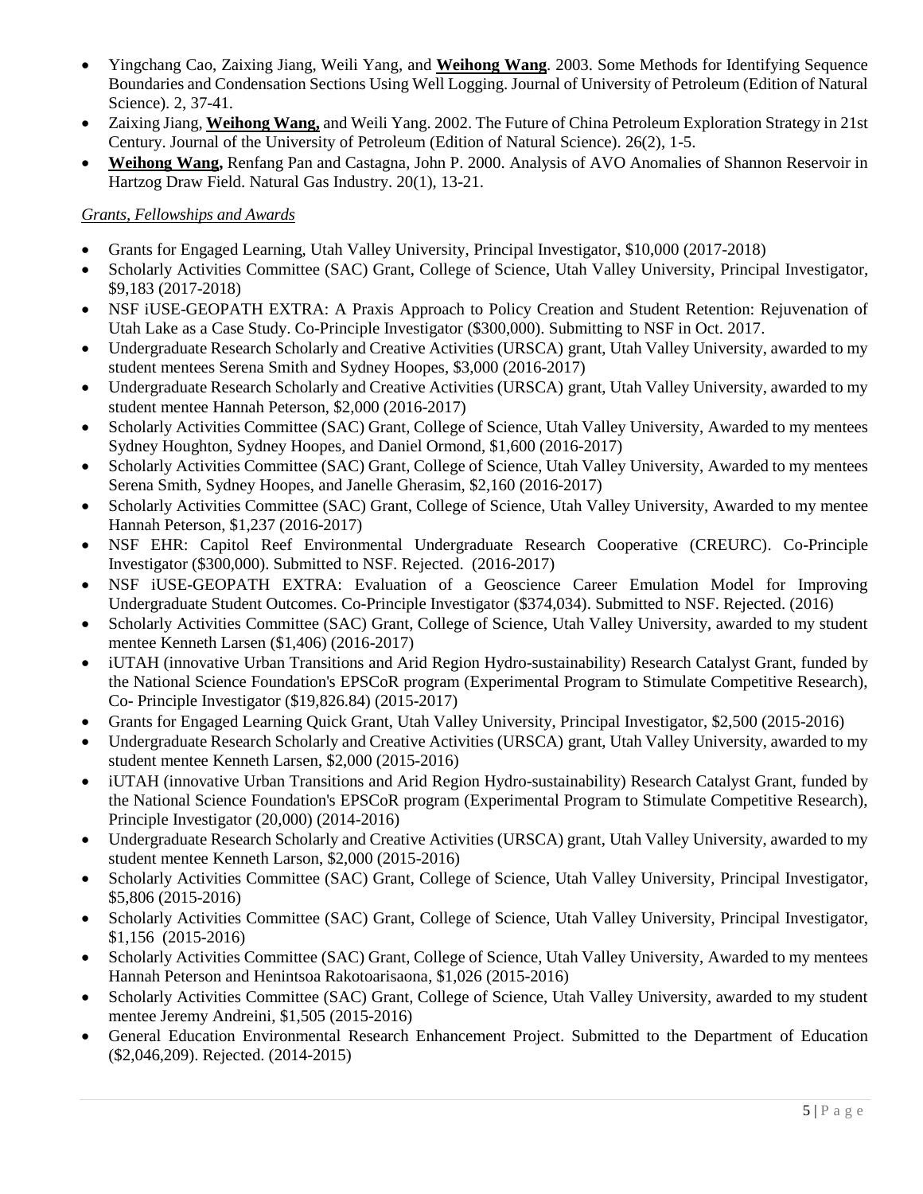- Yingchang Cao, Zaixing Jiang, Weili Yang, and **Weihong Wang**. 2003. Some Methods for Identifying Sequence Boundaries and Condensation Sections Using Well Logging. Journal of University of Petroleum (Edition of Natural Science). 2, 37-41.
- Zaixing Jiang, **Weihong Wang,** and Weili Yang. 2002. The Future of China Petroleum Exploration Strategy in 21st Century. Journal of the University of Petroleum (Edition of Natural Science). 26(2), 1-5.
- **Weihong Wang,** Renfang Pan and Castagna, John P. 2000. Analysis of AVO Anomalies of Shannon Reservoir in Hartzog Draw Field. Natural Gas Industry. 20(1), 13-21.

*Grants, Fellowships and Awards*

- Grants for Engaged Learning, Utah Valley University, Principal Investigator, $10,000 (2017-2018)
- Scholarly Activities Committee (SAC) Grant, College of Science, Utah Valley University, Principal Investigator, $9,183 (2017-2018)
- NSF iUSE-GEOPATH EXTRA: A Praxis Approach to Policy Creation and Student Retention: Rejuvenation of Utah Lake as a Case Study. Co-Principle Investigator ($300,000). Submitting to NSF in Oct. 2017.
- Undergraduate Research Scholarly and Creative Activities (URSCA) grant, Utah Valley University, awarded to my student mentees Serena Smith and Sydney Hoopes, $3,000 (2016-2017)
- Undergraduate Research Scholarly and Creative Activities (URSCA) grant, Utah Valley University, awarded to my student mentee Hannah Peterson, $2,000 (2016-2017)
- Scholarly Activities Committee (SAC) Grant, College of Science, Utah Valley University, Awarded to my mentees Sydney Houghton, Sydney Hoopes, and Daniel Ormond, $1,600 (2016-2017)
- Scholarly Activities Committee (SAC) Grant, College of Science, Utah Valley University, Awarded to my mentees Serena Smith, Sydney Hoopes, and Janelle Gherasim, $2,160 (2016-2017)
- Scholarly Activities Committee (SAC) Grant, College of Science, Utah Valley University, Awarded to my mentee Hannah Peterson, $1,237 (2016-2017)
- NSF EHR: Capitol Reef Environmental Undergraduate Research Cooperative (CREURC). Co-Principle Investigator ($300,000). Submitted to NSF. Rejected. (2016-2017)
- NSF iUSE-GEOPATH EXTRA: Evaluation of a Geoscience Career Emulation Model for Improving Undergraduate Student Outcomes. Co-Principle Investigator ($374,034). Submitted to NSF. Rejected. (2016)
- Scholarly Activities Committee (SAC) Grant, College of Science, Utah Valley University, awarded to my student mentee Kenneth Larsen ($1,406) (2016-2017)
- iUTAH (innovative Urban Transitions and Arid Region Hydro-sustainability) Research Catalyst Grant, funded by the National Science Foundation's EPSCoR program (Experimental Program to Stimulate Competitive Research), Co- Principle Investigator ($19,826.84) (2015-2017)
- Grants for Engaged Learning Quick Grant, Utah Valley University, Principal Investigator, $2,500 (2015-2016)
- Undergraduate Research Scholarly and Creative Activities (URSCA) grant, Utah Valley University, awarded to my student mentee Kenneth Larsen, $2,000 (2015-2016)
- iUTAH (innovative Urban Transitions and Arid Region Hydro-sustainability) Research Catalyst Grant, funded by the National Science Foundation's EPSCoR program (Experimental Program to Stimulate Competitive Research), Principle Investigator (20,000) (2014-2016)
- Undergraduate Research Scholarly and Creative Activities (URSCA) grant, Utah Valley University, awarded to my student mentee Kenneth Larson, $2,000 (2015-2016)
- Scholarly Activities Committee (SAC) Grant, College of Science, Utah Valley University, Principal Investigator, $5,806 (2015-2016)
- Scholarly Activities Committee (SAC) Grant, College of Science, Utah Valley University, Principal Investigator, $1,156 (2015-2016)
- Scholarly Activities Committee (SAC) Grant, College of Science, Utah Valley University, Awarded to my mentees Hannah Peterson and Henintsoa Rakotoarisaona, $1,026 (2015-2016)
- Scholarly Activities Committee (SAC) Grant, College of Science, Utah Valley University, awarded to my student mentee Jeremy Andreini, $1,505 (2015-2016)
- General Education Environmental Research Enhancement Project. Submitted to the Department of Education ($2,046,209). Rejected. (2014-2015)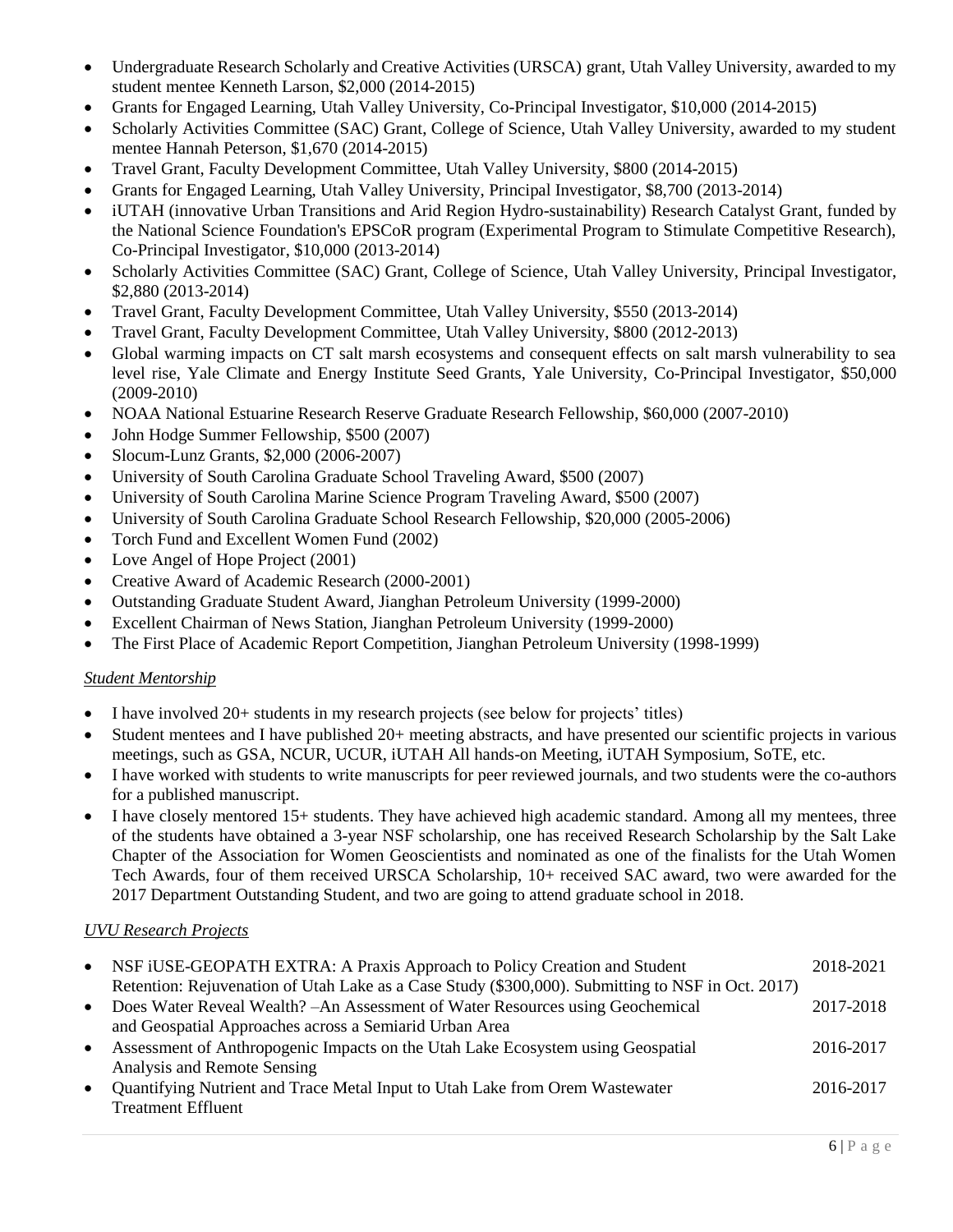- Undergraduate Research Scholarly and Creative Activities (URSCA) grant, Utah Valley University, awarded to my student mentee Kenneth Larson, $2,000 (2014-2015)
- Grants for Engaged Learning, Utah Valley University, Co-Principal Investigator, $10,000 (2014-2015)
- Scholarly Activities Committee (SAC) Grant, College of Science, Utah Valley University, awarded to my student mentee Hannah Peterson, $1,670 (2014-2015)
- Travel Grant, Faculty Development Committee, Utah Valley University, $800 (2014-2015)
- Grants for Engaged Learning, Utah Valley University, Principal Investigator, $8,700 (2013-2014)
- iUTAH (innovative Urban Transitions and Arid Region Hydro-sustainability) Research Catalyst Grant, funded by the National Science Foundation's EPSCoR program (Experimental Program to Stimulate Competitive Research), Co-Principal Investigator, $10,000 (2013-2014)
- Scholarly Activities Committee (SAC) Grant, College of Science, Utah Valley University, Principal Investigator, $2,880 (2013-2014)
- Travel Grant, Faculty Development Committee, Utah Valley University, $550 (2013-2014)
- Travel Grant, Faculty Development Committee, Utah Valley University, $800 (2012-2013)
- Global warming impacts on CT salt marsh ecosystems and consequent effects on salt marsh vulnerability to sea level rise, Yale Climate and Energy Institute Seed Grants, Yale University, Co-Principal Investigator, $50,000 (2009-2010)
- NOAA National Estuarine Research Reserve Graduate Research Fellowship, $60,000 (2007-2010)
- John Hodge Summer Fellowship, $500 (2007)
- Slocum-Lunz Grants, $2,000 (2006-2007)
- University of South Carolina Graduate School Traveling Award, $500 (2007)
- University of South Carolina Marine Science Program Traveling Award, $500 (2007)
- University of South Carolina Graduate School Research Fellowship, $20,000 (2005-2006)
- Torch Fund and Excellent Women Fund (2002)
- Love Angel of Hope Project (2001)
- Creative Award of Academic Research (2000-2001)
- Outstanding Graduate Student Award, Jianghan Petroleum University (1999-2000)
- Excellent Chairman of News Station, Jianghan Petroleum University (1999-2000)
- The First Place of Academic Report Competition, Jianghan Petroleum University (1998-1999)

*Student Mentorship*

- I have involved 20+ students in my research projects (see below for projects' titles)
- Student mentees and I have published 20+ meeting abstracts, and have presented our scientific projects in various meetings, such as GSA, NCUR, UCUR, iUTAH All hands-on Meeting, iUTAH Symposium, SoTE, etc.
- I have worked with students to write manuscripts for peer reviewed journals, and two students were the co-authors for a published manuscript.
- I have closely mentored 15+ students. They have achieved high academic standard. Among all my mentees, three of the students have obtained a 3-year NSF scholarship, one has received Research Scholarship by the Salt Lake Chapter of the Association for Women Geoscientists and nominated as one of the finalists for the Utah Women Tech Awards, four of them received URSCA Scholarship, 10+ received SAC award, two were awarded for the 2017 Department Outstanding Student, and two are going to attend graduate school in 2018.

*UVU Research Projects*

- NSF iUSE-GEOPATH EXTRA: A Praxis Approach to Policy Creation and Student Retention: Rejuvenation of Utah Lake as a Case Study ($300,000). Submitting to NSF in Oct. 2017) — 2018-2021
- Does Water Reveal Wealth? –An Assessment of Water Resources using Geochemical and Geospatial Approaches across a Semiarid Urban Area — 2017-2018
- Assessment of Anthropogenic Impacts on the Utah Lake Ecosystem using Geospatial Analysis and Remote Sensing — 2016-2017
- Quantifying Nutrient and Trace Metal Input to Utah Lake from Orem Wastewater Treatment Effluent — 2016-2017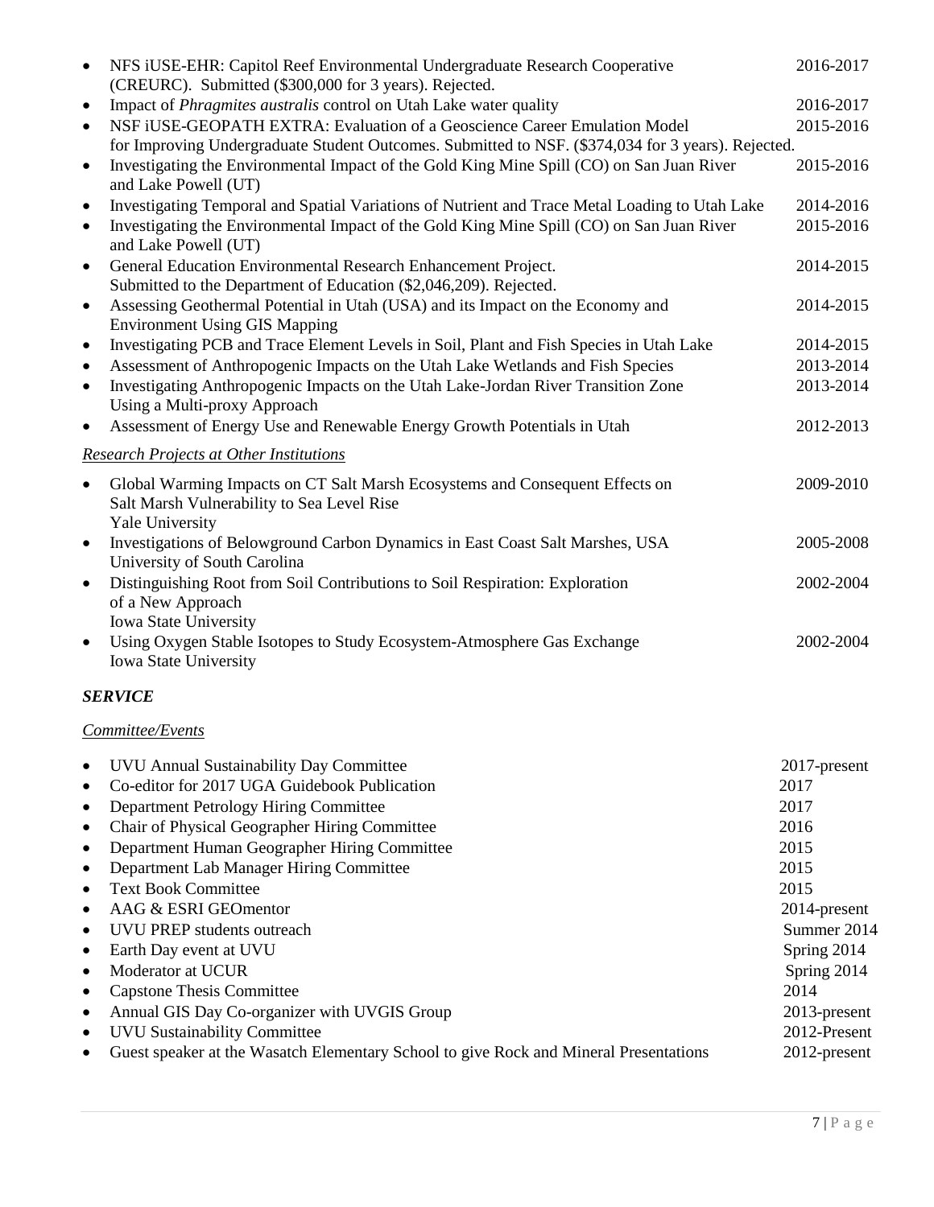- NFS iUSE-EHR: Capitol Reef Environmental Undergraduate Research Cooperative (CREURC). Submitted ($300,000 for 3 years). Rejected. 2016-2017
- Impact of *Phragmites australis* control on Utah Lake water quality 2016-2017
- NSF iUSE-GEOPATH EXTRA: Evaluation of a Geoscience Career Emulation Model for Improving Undergraduate Student Outcomes. Submitted to NSF. ($374,034 for 3 years). Rejected. 2015-2016
- Investigating the Environmental Impact of the Gold King Mine Spill (CO) on San Juan River and Lake Powell (UT) 2015-2016
- Investigating Temporal and Spatial Variations of Nutrient and Trace Metal Loading to Utah Lake 2014-2016
- Investigating the Environmental Impact of the Gold King Mine Spill (CO) on San Juan River and Lake Powell (UT) 2015-2016
- General Education Environmental Research Enhancement Project. Submitted to the Department of Education ($2,046,209). Rejected. 2014-2015
- Assessing Geothermal Potential in Utah (USA) and its Impact on the Economy and Environment Using GIS Mapping 2014-2015
- Investigating PCB and Trace Element Levels in Soil, Plant and Fish Species in Utah Lake 2014-2015
- Assessment of Anthropogenic Impacts on the Utah Lake Wetlands and Fish Species 2013-2014
- Investigating Anthropogenic Impacts on the Utah Lake-Jordan River Transition Zone Using a Multi-proxy Approach 2013-2014
- Assessment of Energy Use and Renewable Energy Growth Potentials in Utah 2012-2013

*Research Projects at Other Institutions*

- Global Warming Impacts on CT Salt Marsh Ecosystems and Consequent Effects on Salt Marsh Vulnerability to Sea Level Rise 2009-2010
  Yale University
- Investigations of Belowground Carbon Dynamics in East Coast Salt Marshes, USA 2005-2008
  University of South Carolina
- Distinguishing Root from Soil Contributions to Soil Respiration: Exploration of a New Approach 2002-2004
  Iowa State University
- Using Oxygen Stable Isotopes to Study Ecosystem-Atmosphere Gas Exchange 2002-2004
  Iowa State University

### *SERVICE*

*Committee/Events*

- UVU Annual Sustainability Day Committee 2017-present
- Co-editor for 2017 UGA Guidebook Publication 2017
- Department Petrology Hiring Committee 2017
- Chair of Physical Geographer Hiring Committee 2016
- Department Human Geographer Hiring Committee 2015
- Department Lab Manager Hiring Committee 2015
- Text Book Committee 2015
- AAG & ESRI GEOmentor 2014-present
- UVU PREP students outreach Summer 2014
- Earth Day event at UVU Spring 2014
- Moderator at UCUR Spring 2014
- Capstone Thesis Committee 2014
- Annual GIS Day Co-organizer with UVGIS Group 2013-present
- UVU Sustainability Committee 2012-Present
- Guest speaker at the Wasatch Elementary School to give Rock and Mineral Presentations 2012-present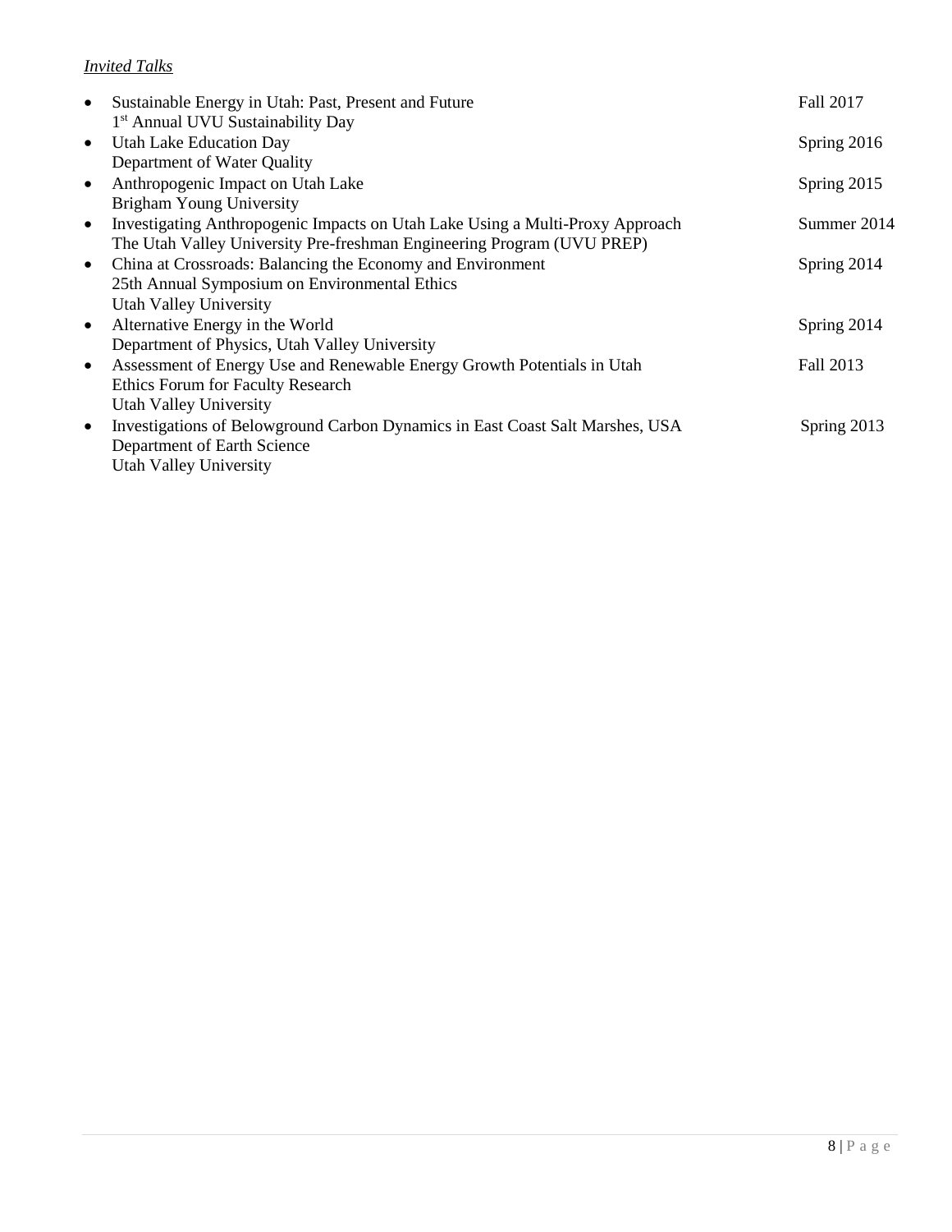*Invited Talks*

- Sustainable Energy in Utah: Past, Present and Future — Fall 2017
  1st Annual UVU Sustainability Day
- Utah Lake Education Day — Spring 2016
  Department of Water Quality
- Anthropogenic Impact on Utah Lake — Spring 2015
  Brigham Young University
- Investigating Anthropogenic Impacts on Utah Lake Using a Multi-Proxy Approach — Summer 2014
  The Utah Valley University Pre-freshman Engineering Program (UVU PREP)
- China at Crossroads: Balancing the Economy and Environment — Spring 2014
  25th Annual Symposium on Environmental Ethics
  Utah Valley University
- Alternative Energy in the World — Spring 2014
  Department of Physics, Utah Valley University
- Assessment of Energy Use and Renewable Energy Growth Potentials in Utah — Fall 2013
  Ethics Forum for Faculty Research
  Utah Valley University
- Investigations of Belowground Carbon Dynamics in East Coast Salt Marshes, USA — Spring 2013
  Department of Earth Science
  Utah Valley University